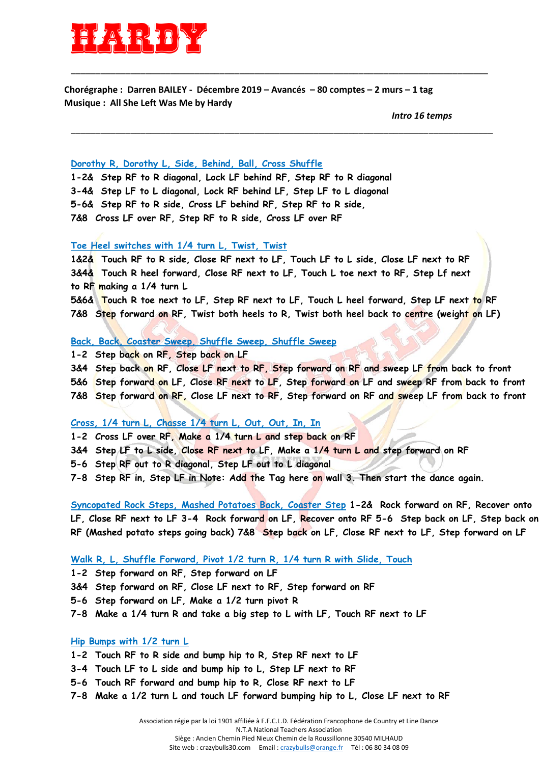# HARDY

**Chorégraphe : Darren BAILEY - Décembre 2019 – Avancés – 80 comptes – 2 murs – 1 tag**
**Musique : All She Left Was Me by Hardy**

*Intro 16 temps*

---

Dorothy R, Dorothy L, Side, Behind, Ball, Cross Shuffle

1-2& Step RF to R diagonal, Lock LF behind RF, Step RF to R diagonal
3-4& Step LF to L diagonal, Lock RF behind LF, Step LF to L diagonal
5-6& Step RF to R side, Cross LF behind RF, Step RF to R side,
7&8 Cross LF over RF, Step RF to R side, Cross LF over RF

Toe Heel switches with 1/4 turn L, Twist, Twist

1&2& Touch RF to R side, Close RF next to LF, Touch LF to L side, Close LF next to RF
3&4& Touch R heel forward, Close RF next to LF, Touch L toe next to RF, Step Lf next to RF making a 1/4 turn L
5&6& Touch R toe next to LF, Step RF next to LF, Touch L heel forward, Step LF next to RF
7&8 Step forward on RF, Twist both heels to R, Twist both heel back to centre (weight on LF)

Back, Back, Coaster Sweep, Shuffle Sweep, Shuffle Sweep

1-2 Step back on RF, Step back on LF
3&4 Step back on RF, Close LF next to RF, Step forward on RF and sweep LF from back to front
5&6 Step forward on LF, Close RF next to LF, Step forward on LF and sweep RF from back to front
7&8 Step forward on RF, Close LF next to RF, Step forward on RF and sweep LF from back to front

Cross, 1/4 turn L, Chasse 1/4 turn L, Out, Out, In, In

1-2 Cross LF over RF, Make a 1/4 turn L and step back on RF
3&4 Step LF to L side, Close RF next to LF, Make a 1/4 turn L and step forward on RF
5-6 Step RF out to R diagonal, Step LF out to L diagonal
7-8 Step RF in, Step LF in Note: Add the Tag here on wall 3. Then start the dance again.

Syncopated Rock Steps, Mashed Potatoes Back, Coaster Step 1-2& Rock forward on RF, Recover onto LF, Close RF next to LF 3-4 Rock forward on LF, Recover onto RF 5-6 Step back on LF, Step back on RF (Mashed potato steps going back) 7&8 Step back on LF, Close RF next to LF, Step forward on LF

Walk R, L, Shuffle Forward, Pivot 1/2 turn R, 1/4 turn R with Slide, Touch

1-2 Step forward on RF, Step forward on LF
3&4 Step forward on RF, Close LF next to RF, Step forward on RF
5-6 Step forward on LF, Make a 1/2 turn pivot R
7-8 Make a 1/4 turn R and take a big step to L with LF, Touch RF next to LF

Hip Bumps with 1/2 turn L

1-2 Touch RF to R side and bump hip to R, Step RF next to LF
3-4 Touch LF to L side and bump hip to L, Step LF next to RF
5-6 Touch RF forward and bump hip to R, Close RF next to LF
7-8 Make a 1/2 turn L and touch LF forward bumping hip to L, Close LF next to RF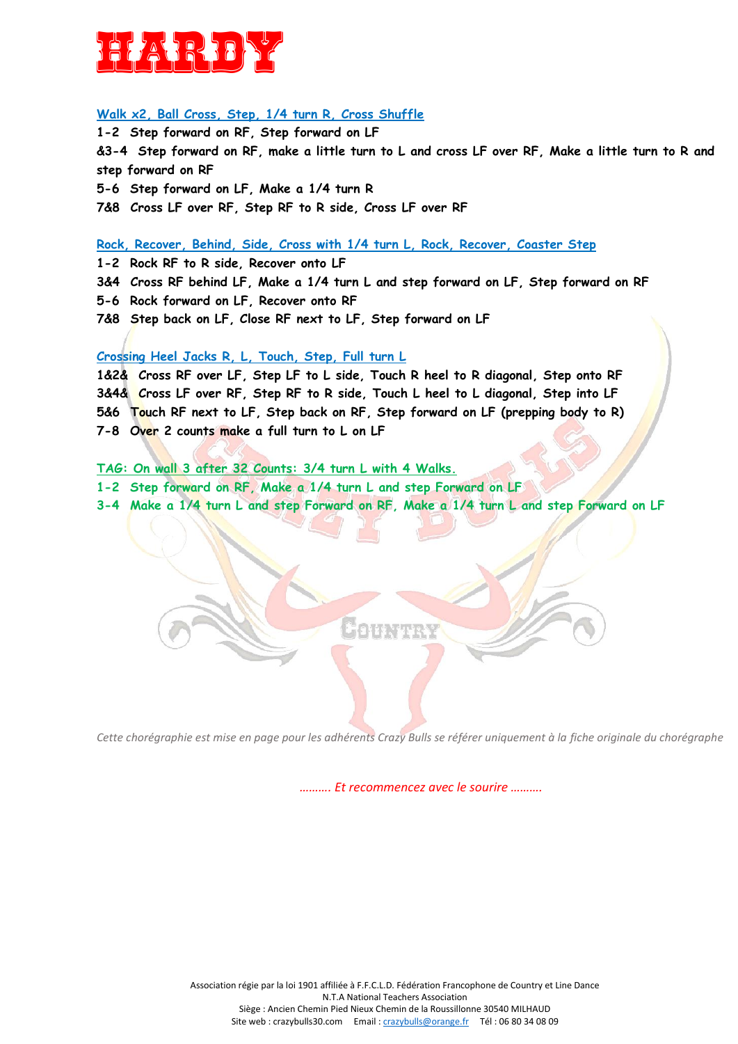# HARDY

**Walk x2, Ball Cross, Step, 1/4 turn R, Cross Shuffle**

**1-2 Step forward on RF, Step forward on LF**
**&3-4 Step forward on RF, make a little turn to L and cross LF over RF, Make a little turn to R and step forward on RF**
**5-6 Step forward on LF, Make a 1/4 turn R**
**7&8 Cross LF over RF, Step RF to R side, Cross LF over RF**

**Rock, Recover, Behind, Side, Cross with 1/4 turn L, Rock, Recover, Coaster Step**

**1-2 Rock RF to R side, Recover onto LF**
**3&4 Cross RF behind LF, Make a 1/4 turn L and step forward on LF, Step forward on RF**
**5-6 Rock forward on LF, Recover onto RF**
**7&8 Step back on LF, Close RF next to LF, Step forward on LF**

**Crossing Heel Jacks R, L, Touch, Step, Full turn L**

**1&2& Cross RF over LF, Step LF to L side, Touch R heel to R diagonal, Step onto RF**
**3&4& Cross LF over RF, Step RF to R side, Touch L heel to L diagonal, Step into LF**
**5&6 Touch RF next to LF, Step back on RF, Step forward on LF (prepping body to R)**
**7-8 Over 2 counts make a full turn to L on LF**

**TAG: On wall 3 after 32 Counts: 3/4 turn L with 4 Walks.**

**1-2 Step forward on RF, Make a 1/4 turn L and step Forward on LF**
**3-4 Make a 1/4 turn L and step Forward on RF, Make a 1/4 turn L and step Forward on LF**

*Cette chorégraphie est mise en page pour les adhérents Crazy Bulls se référer uniquement à la fiche originale du chorégraphe*

*………. Et recommencez avec le sourire ……….*

Association régie par la loi 1901 affiliée à F.F.C.L.D. Fédération Francophone de Country et Line Dance
N.T.A National Teachers Association
Siège : Ancien Chemin Pied Nieux Chemin de la Roussillonne 30540 MILHAUD
Site web : crazybulls30.com Email : crazybulls@orange.fr Tél : 06 80 34 08 09